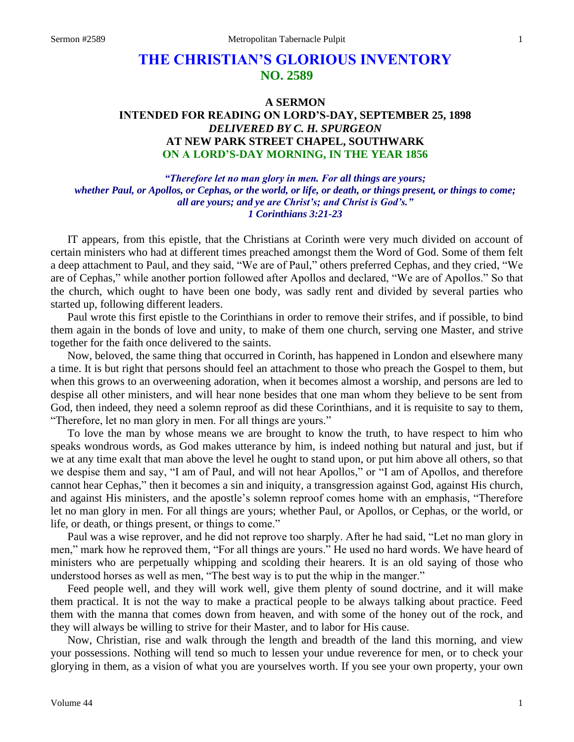# THE CHRISTIAN'S GLORIOUS INVENTORY
## NO. 2589

### A SERMON
### INTENDED FOR READING ON LORD'S-DAY, SEPTEMBER 25, 1898
### *DELIVERED BY C. H. SPURGEON*
### AT NEW PARK STREET CHAPEL, SOUTHWARK
### ON A LORD'S-DAY MORNING, IN THE YEAR 1856

*"Therefore let no man glory in men. For all things are yours; whether Paul, or Apollos, or Cephas, or the world, or life, or death, or things present, or things to come; all are yours; and ye are Christ's; and Christ is God's." 1 Corinthians 3:21-23*

IT appears, from this epistle, that the Christians at Corinth were very much divided on account of certain ministers who had at different times preached amongst them the Word of God. Some of them felt a deep attachment to Paul, and they said, "We are of Paul," others preferred Cephas, and they cried, "We are of Cephas," while another portion followed after Apollos and declared, "We are of Apollos." So that the church, which ought to have been one body, was sadly rent and divided by several parties who started up, following different leaders.

Paul wrote this first epistle to the Corinthians in order to remove their strifes, and if possible, to bind them again in the bonds of love and unity, to make of them one church, serving one Master, and strive together for the faith once delivered to the saints.

Now, beloved, the same thing that occurred in Corinth, has happened in London and elsewhere many a time. It is but right that persons should feel an attachment to those who preach the Gospel to them, but when this grows to an overweening adoration, when it becomes almost a worship, and persons are led to despise all other ministers, and will hear none besides that one man whom they believe to be sent from God, then indeed, they need a solemn reproof as did these Corinthians, and it is requisite to say to them, "Therefore, let no man glory in men. For all things are yours."

To love the man by whose means we are brought to know the truth, to have respect to him who speaks wondrous words, as God makes utterance by him, is indeed nothing but natural and just, but if we at any time exalt that man above the level he ought to stand upon, or put him above all others, so that we despise them and say, "I am of Paul, and will not hear Apollos," or "I am of Apollos, and therefore cannot hear Cephas," then it becomes a sin and iniquity, a transgression against God, against His church, and against His ministers, and the apostle's solemn reproof comes home with an emphasis, "Therefore let no man glory in men. For all things are yours; whether Paul, or Apollos, or Cephas, or the world, or life, or death, or things present, or things to come."

Paul was a wise reprover, and he did not reprove too sharply. After he had said, "Let no man glory in men," mark how he reproved them, "For all things are yours." He used no hard words. We have heard of ministers who are perpetually whipping and scolding their hearers. It is an old saying of those who understood horses as well as men, "The best way is to put the whip in the manger."

Feed people well, and they will work well, give them plenty of sound doctrine, and it will make them practical. It is not the way to make a practical people to be always talking about practice. Feed them with the manna that comes down from heaven, and with some of the honey out of the rock, and they will always be willing to strive for their Master, and to labor for His cause.

Now, Christian, rise and walk through the length and breadth of the land this morning, and view your possessions. Nothing will tend so much to lessen your undue reverence for men, or to check your glorying in them, as a vision of what you are yourselves worth. If you see your own property, your own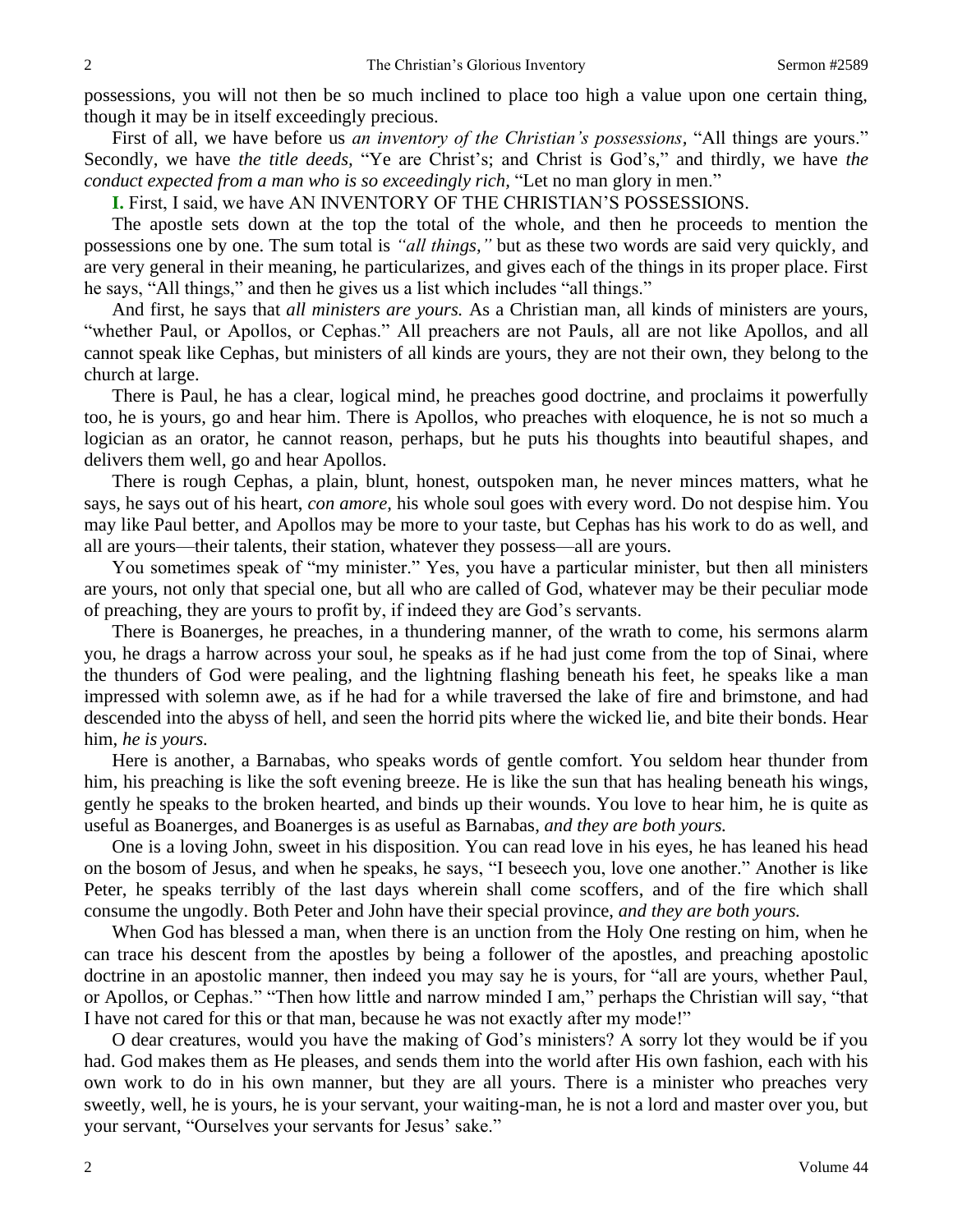possessions, you will not then be so much inclined to place too high a value upon one certain thing, though it may be in itself exceedingly precious.

First of all, we have before us *an inventory of the Christian's possessions*, "All things are yours." Secondly, we have *the title deeds,* "Ye are Christ's; and Christ is God's," and thirdly, we have *the conduct expected from a man who is so exceedingly rich,* "Let no man glory in men."

**I.** First, I said, we have AN INVENTORY OF THE CHRISTIAN'S POSSESSIONS.

The apostle sets down at the top the total of the whole, and then he proceeds to mention the possessions one by one. The sum total is *"all things,"* but as these two words are said very quickly, and are very general in their meaning, he particularizes, and gives each of the things in its proper place. First he says, "All things," and then he gives us a list which includes "all things."

And first, he says that *all ministers are yours.* As a Christian man, all kinds of ministers are yours, "whether Paul, or Apollos, or Cephas." All preachers are not Pauls, all are not like Apollos, and all cannot speak like Cephas, but ministers of all kinds are yours, they are not their own, they belong to the church at large.

There is Paul, he has a clear, logical mind, he preaches good doctrine, and proclaims it powerfully too, he is yours, go and hear him. There is Apollos, who preaches with eloquence, he is not so much a logician as an orator, he cannot reason, perhaps, but he puts his thoughts into beautiful shapes, and delivers them well, go and hear Apollos.

There is rough Cephas, a plain, blunt, honest, outspoken man, he never minces matters, what he says, he says out of his heart, *con amore,* his whole soul goes with every word. Do not despise him. You may like Paul better, and Apollos may be more to your taste, but Cephas has his work to do as well, and all are yours—their talents, their station, whatever they possess—all are yours.

You sometimes speak of "my minister." Yes, you have a particular minister, but then all ministers are yours, not only that special one, but all who are called of God, whatever may be their peculiar mode of preaching, they are yours to profit by, if indeed they are God's servants.

There is Boanerges, he preaches, in a thundering manner, of the wrath to come, his sermons alarm you, he drags a harrow across your soul, he speaks as if he had just come from the top of Sinai, where the thunders of God were pealing, and the lightning flashing beneath his feet, he speaks like a man impressed with solemn awe, as if he had for a while traversed the lake of fire and brimstone, and had descended into the abyss of hell, and seen the horrid pits where the wicked lie, and bite their bonds. Hear him, *he is yours.*

Here is another, a Barnabas, who speaks words of gentle comfort. You seldom hear thunder from him, his preaching is like the soft evening breeze. He is like the sun that has healing beneath his wings, gently he speaks to the broken hearted, and binds up their wounds. You love to hear him, he is quite as useful as Boanerges, and Boanerges is as useful as Barnabas, *and they are both yours.*

One is a loving John, sweet in his disposition. You can read love in his eyes, he has leaned his head on the bosom of Jesus, and when he speaks, he says, "I beseech you, love one another." Another is like Peter, he speaks terribly of the last days wherein shall come scoffers, and of the fire which shall consume the ungodly. Both Peter and John have their special province, *and they are both yours.*

When God has blessed a man, when there is an unction from the Holy One resting on him, when he can trace his descent from the apostles by being a follower of the apostles, and preaching apostolic doctrine in an apostolic manner, then indeed you may say he is yours, for "all are yours, whether Paul, or Apollos, or Cephas." "Then how little and narrow minded I am," perhaps the Christian will say, "that I have not cared for this or that man, because he was not exactly after my mode!"

O dear creatures, would you have the making of God's ministers? A sorry lot they would be if you had. God makes them as He pleases, and sends them into the world after His own fashion, each with his own work to do in his own manner, but they are all yours. There is a minister who preaches very sweetly, well, he is yours, he is your servant, your waiting-man, he is not a lord and master over you, but your servant, "Ourselves your servants for Jesus' sake."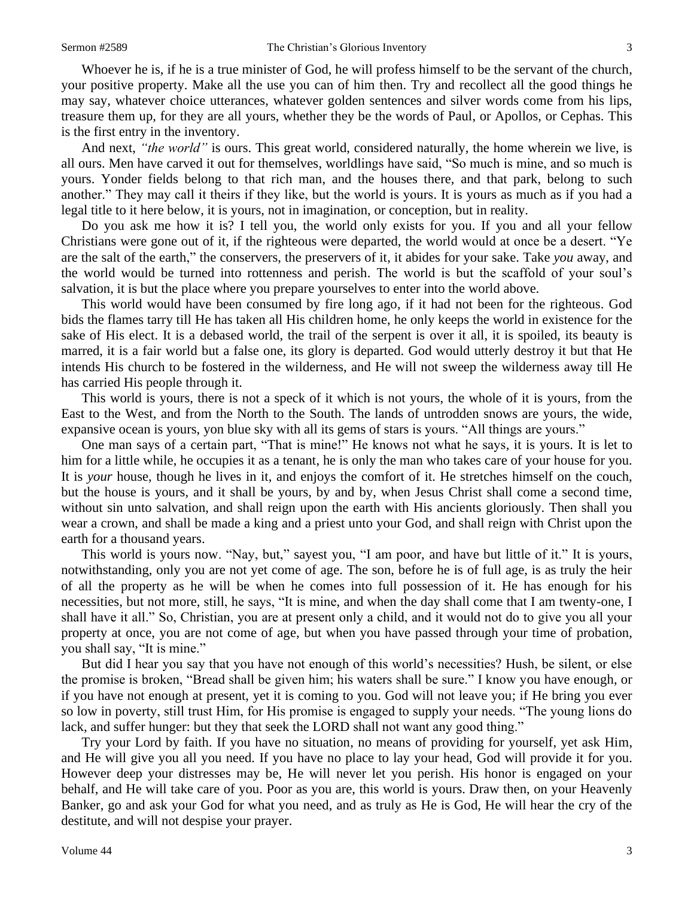Whoever he is, if he is a true minister of God, he will profess himself to be the servant of the church, your positive property. Make all the use you can of him then. Try and recollect all the good things he may say, whatever choice utterances, whatever golden sentences and silver words come from his lips, treasure them up, for they are all yours, whether they be the words of Paul, or Apollos, or Cephas. This is the first entry in the inventory.

And next, *"the world"* is ours. This great world, considered naturally, the home wherein we live, is all ours. Men have carved it out for themselves, worldlings have said, "So much is mine, and so much is yours. Yonder fields belong to that rich man, and the houses there, and that park, belong to such another." They may call it theirs if they like, but the world is yours. It is yours as much as if you had a legal title to it here below, it is yours, not in imagination, or conception, but in reality.

Do you ask me how it is? I tell you, the world only exists for you. If you and all your fellow Christians were gone out of it, if the righteous were departed, the world would at once be a desert. "Ye are the salt of the earth," the conservers, the preservers of it, it abides for your sake. Take *you* away, and the world would be turned into rottenness and perish. The world is but the scaffold of your soul's salvation, it is but the place where you prepare yourselves to enter into the world above.

This world would have been consumed by fire long ago, if it had not been for the righteous. God bids the flames tarry till He has taken all His children home, he only keeps the world in existence for the sake of His elect. It is a debased world, the trail of the serpent is over it all, it is spoiled, its beauty is marred, it is a fair world but a false one, its glory is departed. God would utterly destroy it but that He intends His church to be fostered in the wilderness, and He will not sweep the wilderness away till He has carried His people through it.

This world is yours, there is not a speck of it which is not yours, the whole of it is yours, from the East to the West, and from the North to the South. The lands of untrodden snows are yours, the wide, expansive ocean is yours, yon blue sky with all its gems of stars is yours. "All things are yours."

One man says of a certain part, "That is mine!" He knows not what he says, it is yours. It is let to him for a little while, he occupies it as a tenant, he is only the man who takes care of your house for you. It is *your* house, though he lives in it, and enjoys the comfort of it. He stretches himself on the couch, but the house is yours, and it shall be yours, by and by, when Jesus Christ shall come a second time, without sin unto salvation, and shall reign upon the earth with His ancients gloriously. Then shall you wear a crown, and shall be made a king and a priest unto your God, and shall reign with Christ upon the earth for a thousand years.

This world is yours now. "Nay, but," sayest you, "I am poor, and have but little of it." It is yours, notwithstanding, only you are not yet come of age. The son, before he is of full age, is as truly the heir of all the property as he will be when he comes into full possession of it. He has enough for his necessities, but not more, still, he says, "It is mine, and when the day shall come that I am twenty-one, I shall have it all." So, Christian, you are at present only a child, and it would not do to give you all your property at once, you are not come of age, but when you have passed through your time of probation, you shall say, "It is mine."

But did I hear you say that you have not enough of this world's necessities? Hush, be silent, or else the promise is broken, "Bread shall be given him; his waters shall be sure." I know you have enough, or if you have not enough at present, yet it is coming to you. God will not leave you; if He bring you ever so low in poverty, still trust Him, for His promise is engaged to supply your needs. "The young lions do lack, and suffer hunger: but they that seek the LORD shall not want any good thing."

Try your Lord by faith. If you have no situation, no means of providing for yourself, yet ask Him, and He will give you all you need. If you have no place to lay your head, God will provide it for you. However deep your distresses may be, He will never let you perish. His honor is engaged on your behalf, and He will take care of you. Poor as you are, this world is yours. Draw then, on your Heavenly Banker, go and ask your God for what you need, and as truly as He is God, He will hear the cry of the destitute, and will not despise your prayer.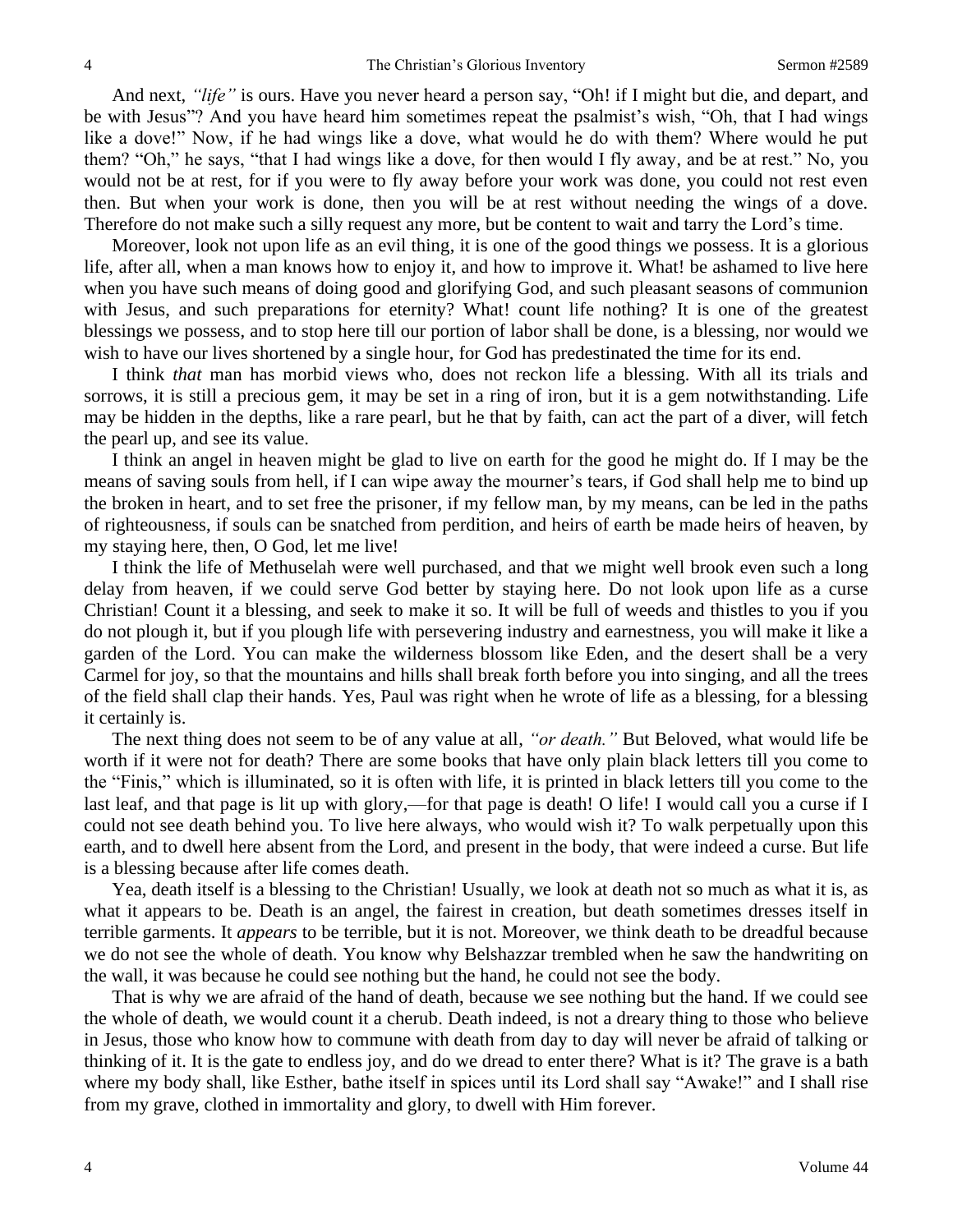And next, *"life"* is ours. Have you never heard a person say, "Oh! if I might but die, and depart, and be with Jesus"? And you have heard him sometimes repeat the psalmist's wish, "Oh, that I had wings like a dove!" Now, if he had wings like a dove, what would he do with them? Where would he put them? "Oh," he says, "that I had wings like a dove, for then would I fly away, and be at rest." No, you would not be at rest, for if you were to fly away before your work was done, you could not rest even then. But when your work is done, then you will be at rest without needing the wings of a dove. Therefore do not make such a silly request any more, but be content to wait and tarry the Lord's time.

Moreover, look not upon life as an evil thing, it is one of the good things we possess. It is a glorious life, after all, when a man knows how to enjoy it, and how to improve it. What! be ashamed to live here when you have such means of doing good and glorifying God, and such pleasant seasons of communion with Jesus, and such preparations for eternity? What! count life nothing? It is one of the greatest blessings we possess, and to stop here till our portion of labor shall be done, is a blessing, nor would we wish to have our lives shortened by a single hour, for God has predestinated the time for its end.

I think *that* man has morbid views who, does not reckon life a blessing. With all its trials and sorrows, it is still a precious gem, it may be set in a ring of iron, but it is a gem notwithstanding. Life may be hidden in the depths, like a rare pearl, but he that by faith, can act the part of a diver, will fetch the pearl up, and see its value.

I think an angel in heaven might be glad to live on earth for the good he might do. If I may be the means of saving souls from hell, if I can wipe away the mourner's tears, if God shall help me to bind up the broken in heart, and to set free the prisoner, if my fellow man, by my means, can be led in the paths of righteousness, if souls can be snatched from perdition, and heirs of earth be made heirs of heaven, by my staying here, then, O God, let me live!

I think the life of Methuselah were well purchased, and that we might well brook even such a long delay from heaven, if we could serve God better by staying here. Do not look upon life as a curse Christian! Count it a blessing, and seek to make it so. It will be full of weeds and thistles to you if you do not plough it, but if you plough life with persevering industry and earnestness, you will make it like a garden of the Lord. You can make the wilderness blossom like Eden, and the desert shall be a very Carmel for joy, so that the mountains and hills shall break forth before you into singing, and all the trees of the field shall clap their hands. Yes, Paul was right when he wrote of life as a blessing, for a blessing it certainly is.

The next thing does not seem to be of any value at all, *"or death."* But Beloved, what would life be worth if it were not for death? There are some books that have only plain black letters till you come to the "Finis," which is illuminated, so it is often with life, it is printed in black letters till you come to the last leaf, and that page is lit up with glory,—for that page is death! O life! I would call you a curse if I could not see death behind you. To live here always, who would wish it? To walk perpetually upon this earth, and to dwell here absent from the Lord, and present in the body, that were indeed a curse. But life is a blessing because after life comes death.

Yea, death itself is a blessing to the Christian! Usually, we look at death not so much as what it is, as what it appears to be. Death is an angel, the fairest in creation, but death sometimes dresses itself in terrible garments. It *appears* to be terrible, but it is not. Moreover, we think death to be dreadful because we do not see the whole of death. You know why Belshazzar trembled when he saw the handwriting on the wall, it was because he could see nothing but the hand, he could not see the body.

That is why we are afraid of the hand of death, because we see nothing but the hand. If we could see the whole of death, we would count it a cherub. Death indeed, is not a dreary thing to those who believe in Jesus, those who know how to commune with death from day to day will never be afraid of talking or thinking of it. It is the gate to endless joy, and do we dread to enter there? What is it? The grave is a bath where my body shall, like Esther, bathe itself in spices until its Lord shall say "Awake!" and I shall rise from my grave, clothed in immortality and glory, to dwell with Him forever.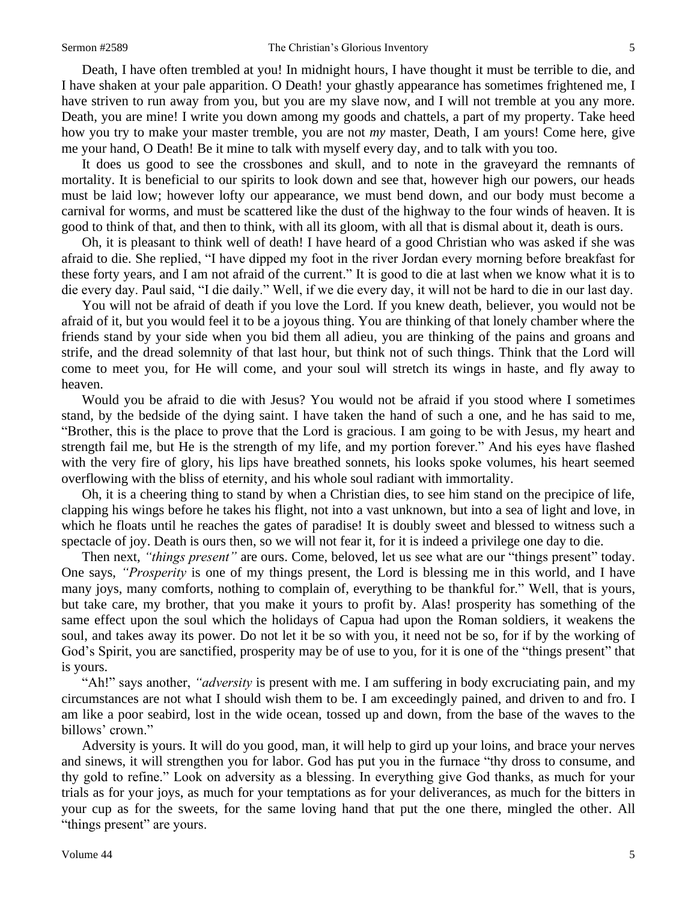Death, I have often trembled at you! In midnight hours, I have thought it must be terrible to die, and I have shaken at your pale apparition. O Death! your ghastly appearance has sometimes frightened me, I have striven to run away from you, but you are my slave now, and I will not tremble at you any more. Death, you are mine! I write you down among my goods and chattels, a part of my property. Take heed how you try to make your master tremble, you are not *my* master, Death, I am yours! Come here, give me your hand, O Death! Be it mine to talk with myself every day, and to talk with you too.

It does us good to see the crossbones and skull, and to note in the graveyard the remnants of mortality. It is beneficial to our spirits to look down and see that, however high our powers, our heads must be laid low; however lofty our appearance, we must bend down, and our body must become a carnival for worms, and must be scattered like the dust of the highway to the four winds of heaven. It is good to think of that, and then to think, with all its gloom, with all that is dismal about it, death is ours.

Oh, it is pleasant to think well of death! I have heard of a good Christian who was asked if she was afraid to die. She replied, "I have dipped my foot in the river Jordan every morning before breakfast for these forty years, and I am not afraid of the current." It is good to die at last when we know what it is to die every day. Paul said, "I die daily." Well, if we die every day, it will not be hard to die in our last day.

You will not be afraid of death if you love the Lord. If you knew death, believer, you would not be afraid of it, but you would feel it to be a joyous thing. You are thinking of that lonely chamber where the friends stand by your side when you bid them all adieu, you are thinking of the pains and groans and strife, and the dread solemnity of that last hour, but think not of such things. Think that the Lord will come to meet you, for He will come, and your soul will stretch its wings in haste, and fly away to heaven.

Would you be afraid to die with Jesus? You would not be afraid if you stood where I sometimes stand, by the bedside of the dying saint. I have taken the hand of such a one, and he has said to me, "Brother, this is the place to prove that the Lord is gracious. I am going to be with Jesus, my heart and strength fail me, but He is the strength of my life, and my portion forever." And his eyes have flashed with the very fire of glory, his lips have breathed sonnets, his looks spoke volumes, his heart seemed overflowing with the bliss of eternity, and his whole soul radiant with immortality.

Oh, it is a cheering thing to stand by when a Christian dies, to see him stand on the precipice of life, clapping his wings before he takes his flight, not into a vast unknown, but into a sea of light and love, in which he floats until he reaches the gates of paradise! It is doubly sweet and blessed to witness such a spectacle of joy. Death is ours then, so we will not fear it, for it is indeed a privilege one day to die.

Then next, *"things present"* are ours. Come, beloved, let us see what are our "things present" today. One says, *"Prosperity* is one of my things present, the Lord is blessing me in this world, and I have many joys, many comforts, nothing to complain of, everything to be thankful for." Well, that is yours, but take care, my brother, that you make it yours to profit by. Alas! prosperity has something of the same effect upon the soul which the holidays of Capua had upon the Roman soldiers, it weakens the soul, and takes away its power. Do not let it be so with you, it need not be so, for if by the working of God's Spirit, you are sanctified, prosperity may be of use to you, for it is one of the "things present" that is yours.

"Ah!" says another, *"adversity* is present with me. I am suffering in body excruciating pain, and my circumstances are not what I should wish them to be. I am exceedingly pained, and driven to and fro. I am like a poor seabird, lost in the wide ocean, tossed up and down, from the base of the waves to the billows' crown."

Adversity is yours. It will do you good, man, it will help to gird up your loins, and brace your nerves and sinews, it will strengthen you for labor. God has put you in the furnace "thy dross to consume, and thy gold to refine." Look on adversity as a blessing. In everything give God thanks, as much for your trials as for your joys, as much for your temptations as for your deliverances, as much for the bitters in your cup as for the sweets, for the same loving hand that put the one there, mingled the other. All "things present" are yours.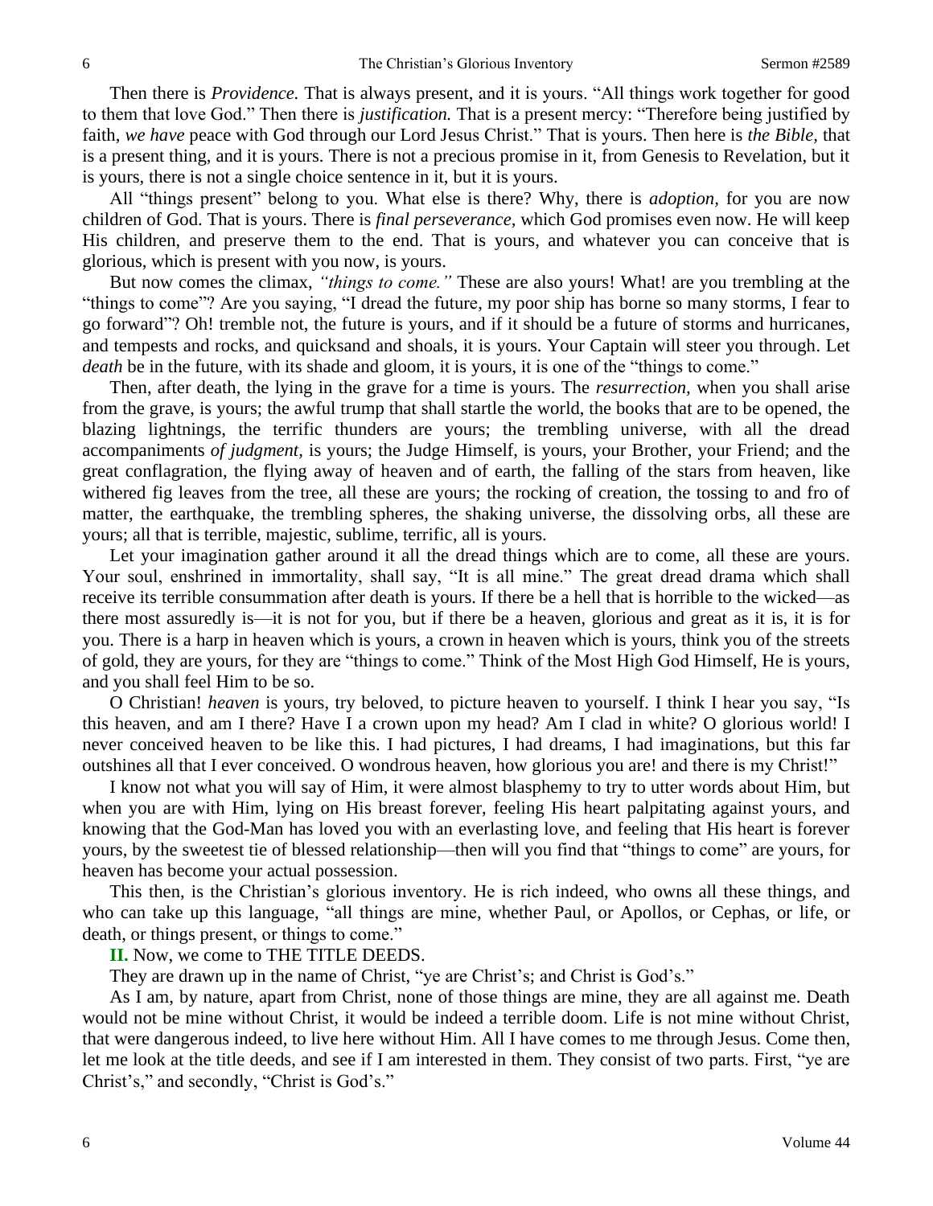Then there is *Providence.* That is always present, and it is yours. "All things work together for good to them that love God." Then there is *justification.* That is a present mercy: "Therefore being justified by faith, *we have* peace with God through our Lord Jesus Christ." That is yours. Then here is *the Bible,* that is a present thing, and it is yours. There is not a precious promise in it, from Genesis to Revelation, but it is yours, there is not a single choice sentence in it, but it is yours.

All "things present" belong to you. What else is there? Why, there is *adoption,* for you are now children of God. That is yours. There is *final perseverance,* which God promises even now. He will keep His children, and preserve them to the end. That is yours, and whatever you can conceive that is glorious, which is present with you now, is yours.

But now comes the climax, *"things to come."* These are also yours! What! are you trembling at the "things to come"? Are you saying, "I dread the future, my poor ship has borne so many storms, I fear to go forward"? Oh! tremble not, the future is yours, and if it should be a future of storms and hurricanes, and tempests and rocks, and quicksand and shoals, it is yours. Your Captain will steer you through. Let *death* be in the future, with its shade and gloom, it is yours, it is one of the "things to come."

Then, after death, the lying in the grave for a time is yours. The *resurrection,* when you shall arise from the grave, is yours; the awful trump that shall startle the world, the books that are to be opened, the blazing lightnings, the terrific thunders are yours; the trembling universe, with all the dread accompaniments *of judgment,* is yours; the Judge Himself, is yours, your Brother, your Friend; and the great conflagration, the flying away of heaven and of earth, the falling of the stars from heaven, like withered fig leaves from the tree, all these are yours; the rocking of creation, the tossing to and fro of matter, the earthquake, the trembling spheres, the shaking universe, the dissolving orbs, all these are yours; all that is terrible, majestic, sublime, terrific, all is yours.

Let your imagination gather around it all the dread things which are to come, all these are yours. Your soul, enshrined in immortality, shall say, "It is all mine." The great dread drama which shall receive its terrible consummation after death is yours. If there be a hell that is horrible to the wicked—as there most assuredly is—it is not for you, but if there be a heaven, glorious and great as it is, it is for you. There is a harp in heaven which is yours, a crown in heaven which is yours, think you of the streets of gold, they are yours, for they are "things to come." Think of the Most High God Himself, He is yours, and you shall feel Him to be so.

O Christian! *heaven* is yours, try beloved, to picture heaven to yourself. I think I hear you say, "Is this heaven, and am I there? Have I a crown upon my head? Am I clad in white? O glorious world! I never conceived heaven to be like this. I had pictures, I had dreams, I had imaginations, but this far outshines all that I ever conceived. O wondrous heaven, how glorious you are! and there is my Christ!"

I know not what you will say of Him, it were almost blasphemy to try to utter words about Him, but when you are with Him, lying on His breast forever, feeling His heart palpitating against yours, and knowing that the God-Man has loved you with an everlasting love, and feeling that His heart is forever yours, by the sweetest tie of blessed relationship—then will you find that "things to come" are yours, for heaven has become your actual possession.

This then, is the Christian's glorious inventory. He is rich indeed, who owns all these things, and who can take up this language, "all things are mine, whether Paul, or Apollos, or Cephas, or life, or death, or things present, or things to come."

**II.** Now, we come to THE TITLE DEEDS.

They are drawn up in the name of Christ, "ye are Christ's; and Christ is God's."

As I am, by nature, apart from Christ, none of those things are mine, they are all against me. Death would not be mine without Christ, it would be indeed a terrible doom. Life is not mine without Christ, that were dangerous indeed, to live here without Him. All I have comes to me through Jesus. Come then, let me look at the title deeds, and see if I am interested in them. They consist of two parts. First, "ye are Christ's," and secondly, "Christ is God's."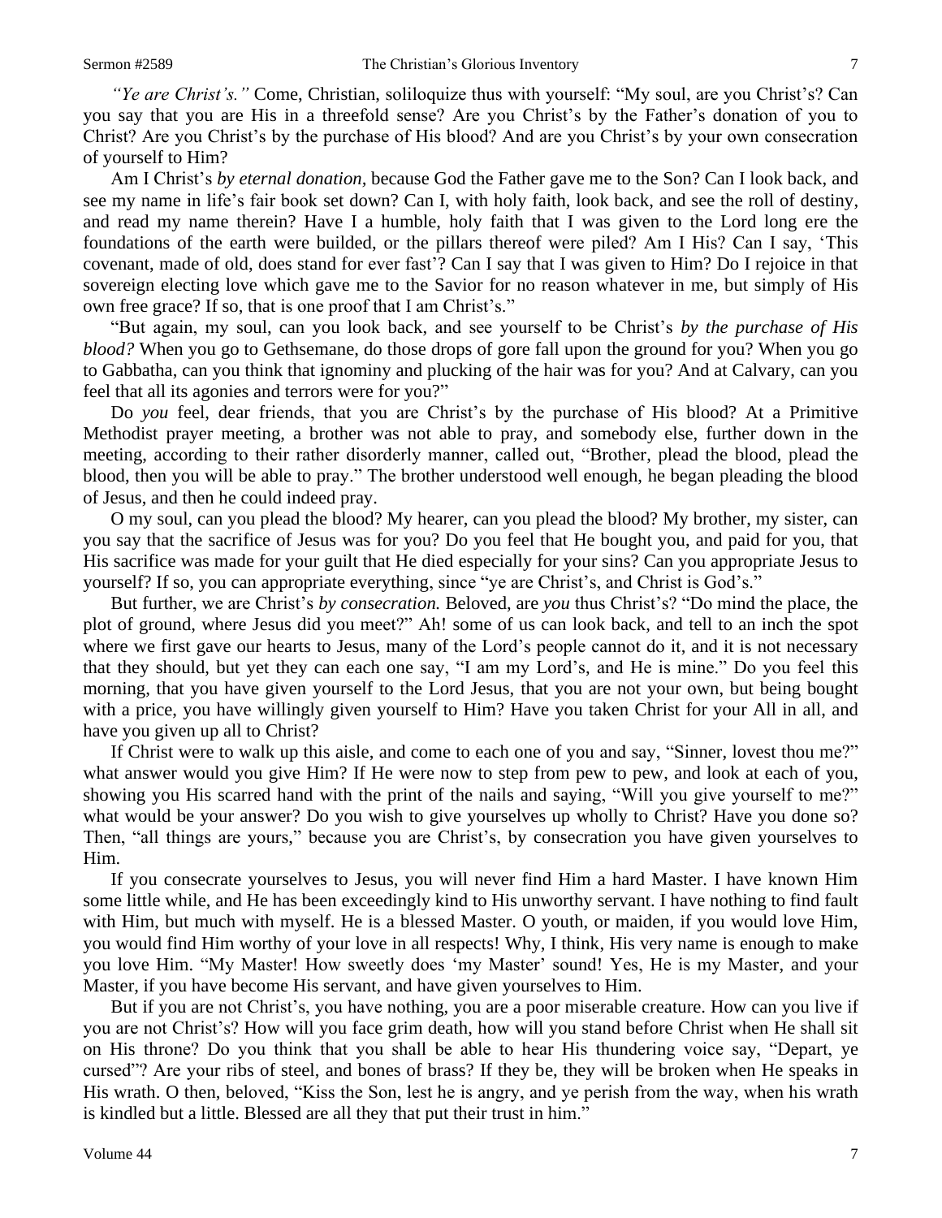*"Ye are Christ's."* Come, Christian, soliloquize thus with yourself: "My soul, are you Christ's? Can you say that you are His in a threefold sense? Are you Christ's by the Father's donation of you to Christ? Are you Christ's by the purchase of His blood? And are you Christ's by your own consecration of yourself to Him?

Am I Christ's *by eternal donation,* because God the Father gave me to the Son? Can I look back, and see my name in life's fair book set down? Can I, with holy faith, look back, and see the roll of destiny, and read my name therein? Have I a humble, holy faith that I was given to the Lord long ere the foundations of the earth were builded, or the pillars thereof were piled? Am I His? Can I say, 'This covenant, made of old, does stand for ever fast'? Can I say that I was given to Him? Do I rejoice in that sovereign electing love which gave me to the Savior for no reason whatever in me, but simply of His own free grace? If so, that is one proof that I am Christ's."

"But again, my soul, can you look back, and see yourself to be Christ's *by the purchase of His blood?* When you go to Gethsemane, do those drops of gore fall upon the ground for you? When you go to Gabbatha, can you think that ignominy and plucking of the hair was for you? And at Calvary, can you feel that all its agonies and terrors were for you?"

Do *you* feel, dear friends, that you are Christ's by the purchase of His blood? At a Primitive Methodist prayer meeting, a brother was not able to pray, and somebody else, further down in the meeting, according to their rather disorderly manner, called out, "Brother, plead the blood, plead the blood, then you will be able to pray." The brother understood well enough, he began pleading the blood of Jesus, and then he could indeed pray.

O my soul, can you plead the blood? My hearer, can you plead the blood? My brother, my sister, can you say that the sacrifice of Jesus was for you? Do you feel that He bought you, and paid for you, that His sacrifice was made for your guilt that He died especially for your sins? Can you appropriate Jesus to yourself? If so, you can appropriate everything, since "ye are Christ's, and Christ is God's."

But further, we are Christ's *by consecration.* Beloved, are *you* thus Christ's? "Do mind the place, the plot of ground, where Jesus did you meet?" Ah! some of us can look back, and tell to an inch the spot where we first gave our hearts to Jesus, many of the Lord's people cannot do it, and it is not necessary that they should, but yet they can each one say, "I am my Lord's, and He is mine." Do you feel this morning, that you have given yourself to the Lord Jesus, that you are not your own, but being bought with a price, you have willingly given yourself to Him? Have you taken Christ for your All in all, and have you given up all to Christ?

If Christ were to walk up this aisle, and come to each one of you and say, "Sinner, lovest thou me?" what answer would you give Him? If He were now to step from pew to pew, and look at each of you, showing you His scarred hand with the print of the nails and saying, "Will you give yourself to me?" what would be your answer? Do you wish to give yourselves up wholly to Christ? Have you done so? Then, "all things are yours," because you are Christ's, by consecration you have given yourselves to Him.

If you consecrate yourselves to Jesus, you will never find Him a hard Master. I have known Him some little while, and He has been exceedingly kind to His unworthy servant. I have nothing to find fault with Him, but much with myself. He is a blessed Master. O youth, or maiden, if you would love Him, you would find Him worthy of your love in all respects! Why, I think, His very name is enough to make you love Him. "My Master! How sweetly does 'my Master' sound! Yes, He is my Master, and your Master, if you have become His servant, and have given yourselves to Him.

But if you are not Christ's, you have nothing, you are a poor miserable creature. How can you live if you are not Christ's? How will you face grim death, how will you stand before Christ when He shall sit on His throne? Do you think that you shall be able to hear His thundering voice say, "Depart, ye cursed"? Are your ribs of steel, and bones of brass? If they be, they will be broken when He speaks in His wrath. O then, beloved, "Kiss the Son, lest he is angry, and ye perish from the way, when his wrath is kindled but a little. Blessed are all they that put their trust in him."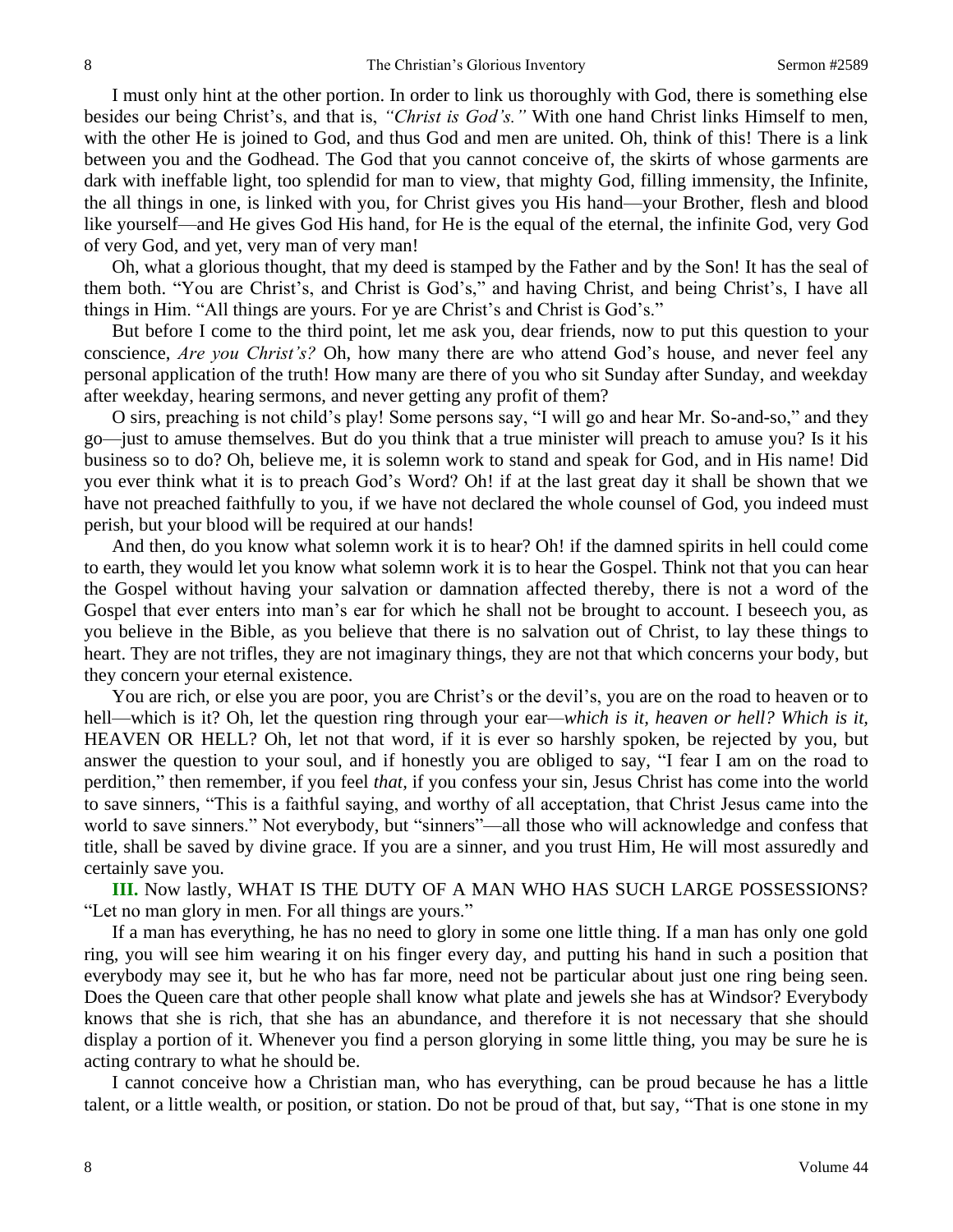I must only hint at the other portion. In order to link us thoroughly with God, there is something else besides our being Christ's, and that is, *"Christ is God's."* With one hand Christ links Himself to men, with the other He is joined to God, and thus God and men are united. Oh, think of this! There is a link between you and the Godhead. The God that you cannot conceive of, the skirts of whose garments are dark with ineffable light, too splendid for man to view, that mighty God, filling immensity, the Infinite, the all things in one, is linked with you, for Christ gives you His hand—your Brother, flesh and blood like yourself—and He gives God His hand, for He is the equal of the eternal, the infinite God, very God of very God, and yet, very man of very man!

Oh, what a glorious thought, that my deed is stamped by the Father and by the Son! It has the seal of them both. "You are Christ's, and Christ is God's," and having Christ, and being Christ's, I have all things in Him. "All things are yours. For ye are Christ's and Christ is God's."

But before I come to the third point, let me ask you, dear friends, now to put this question to your conscience, *Are you Christ's?* Oh, how many there are who attend God's house, and never feel any personal application of the truth! How many are there of you who sit Sunday after Sunday, and weekday after weekday, hearing sermons, and never getting any profit of them?

O sirs, preaching is not child's play! Some persons say, "I will go and hear Mr. So-and-so," and they go—just to amuse themselves. But do you think that a true minister will preach to amuse you? Is it his business so to do? Oh, believe me, it is solemn work to stand and speak for God, and in His name! Did you ever think what it is to preach God's Word? Oh! if at the last great day it shall be shown that we have not preached faithfully to you, if we have not declared the whole counsel of God, you indeed must perish, but your blood will be required at our hands!

And then, do you know what solemn work it is to hear? Oh! if the damned spirits in hell could come to earth, they would let you know what solemn work it is to hear the Gospel. Think not that you can hear the Gospel without having your salvation or damnation affected thereby, there is not a word of the Gospel that ever enters into man's ear for which he shall not be brought to account. I beseech you, as you believe in the Bible, as you believe that there is no salvation out of Christ, to lay these things to heart. They are not trifles, they are not imaginary things, they are not that which concerns your body, but they concern your eternal existence.

You are rich, or else you are poor, you are Christ's or the devil's, you are on the road to heaven or to hell—which is it? Oh, let the question ring through your ear—*which is it, heaven or hell? Which is it,* HEAVEN OR HELL? Oh, let not that word, if it is ever so harshly spoken, be rejected by you, but answer the question to your soul, and if honestly you are obliged to say, "I fear I am on the road to perdition," then remember, if you feel *that,* if you confess your sin, Jesus Christ has come into the world to save sinners, "This is a faithful saying, and worthy of all acceptation, that Christ Jesus came into the world to save sinners." Not everybody, but "sinners"—all those who will acknowledge and confess that title, shall be saved by divine grace. If you are a sinner, and you trust Him, He will most assuredly and certainly save you.

**III.** Now lastly, WHAT IS THE DUTY OF A MAN WHO HAS SUCH LARGE POSSESSIONS? "Let no man glory in men. For all things are yours."

If a man has everything, he has no need to glory in some one little thing. If a man has only one gold ring, you will see him wearing it on his finger every day, and putting his hand in such a position that everybody may see it, but he who has far more, need not be particular about just one ring being seen. Does the Queen care that other people shall know what plate and jewels she has at Windsor? Everybody knows that she is rich, that she has an abundance, and therefore it is not necessary that she should display a portion of it. Whenever you find a person glorying in some little thing, you may be sure he is acting contrary to what he should be.

I cannot conceive how a Christian man, who has everything, can be proud because he has a little talent, or a little wealth, or position, or station. Do not be proud of that, but say, "That is one stone in my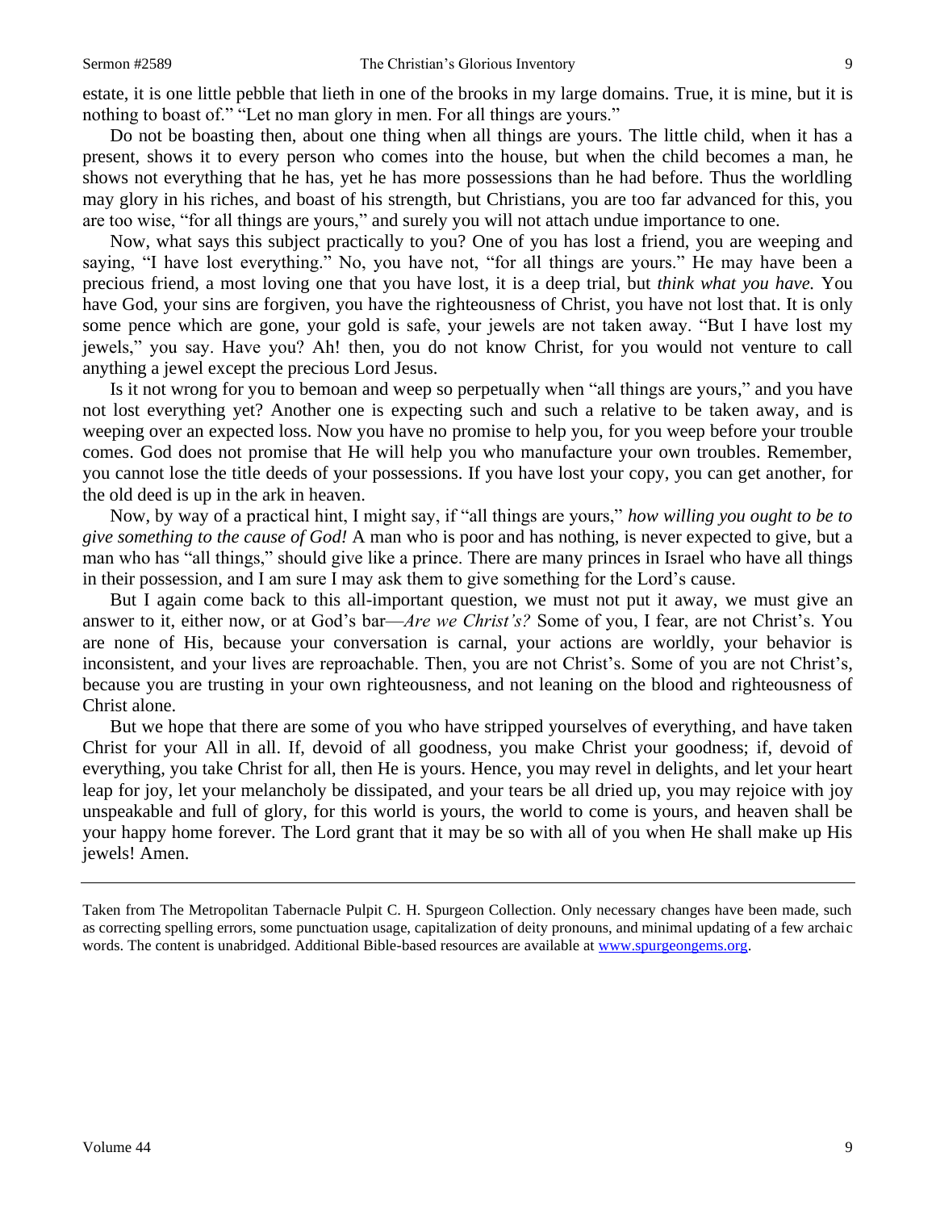estate, it is one little pebble that lieth in one of the brooks in my large domains. True, it is mine, but it is nothing to boast of." "Let no man glory in men. For all things are yours."

Do not be boasting then, about one thing when all things are yours. The little child, when it has a present, shows it to every person who comes into the house, but when the child becomes a man, he shows not everything that he has, yet he has more possessions than he had before. Thus the worldling may glory in his riches, and boast of his strength, but Christians, you are too far advanced for this, you are too wise, "for all things are yours," and surely you will not attach undue importance to one.

Now, what says this subject practically to you? One of you has lost a friend, you are weeping and saying, "I have lost everything." No, you have not, "for all things are yours." He may have been a precious friend, a most loving one that you have lost, it is a deep trial, but *think what you have.* You have God, your sins are forgiven, you have the righteousness of Christ, you have not lost that. It is only some pence which are gone, your gold is safe, your jewels are not taken away. "But I have lost my jewels," you say. Have you? Ah! then, you do not know Christ, for you would not venture to call anything a jewel except the precious Lord Jesus.

Is it not wrong for you to bemoan and weep so perpetually when "all things are yours," and you have not lost everything yet? Another one is expecting such and such a relative to be taken away, and is weeping over an expected loss. Now you have no promise to help you, for you weep before your trouble comes. God does not promise that He will help you who manufacture your own troubles. Remember, you cannot lose the title deeds of your possessions. If you have lost your copy, you can get another, for the old deed is up in the ark in heaven.

Now, by way of a practical hint, I might say, if "all things are yours," *how willing you ought to be to give something to the cause of God!* A man who is poor and has nothing, is never expected to give, but a man who has "all things," should give like a prince. There are many princes in Israel who have all things in their possession, and I am sure I may ask them to give something for the Lord's cause.

But I again come back to this all-important question, we must not put it away, we must give an answer to it, either now, or at God's bar—*Are we Christ's?* Some of you, I fear, are not Christ's. You are none of His, because your conversation is carnal, your actions are worldly, your behavior is inconsistent, and your lives are reproachable. Then, you are not Christ's. Some of you are not Christ's, because you are trusting in your own righteousness, and not leaning on the blood and righteousness of Christ alone.

But we hope that there are some of you who have stripped yourselves of everything, and have taken Christ for your All in all. If, devoid of all goodness, you make Christ your goodness; if, devoid of everything, you take Christ for all, then He is yours. Hence, you may revel in delights, and let your heart leap for joy, let your melancholy be dissipated, and your tears be all dried up, you may rejoice with joy unspeakable and full of glory, for this world is yours, the world to come is yours, and heaven shall be your happy home forever. The Lord grant that it may be so with all of you when He shall make up His jewels! Amen.

---

Taken from The Metropolitan Tabernacle Pulpit C. H. Spurgeon Collection. Only necessary changes have been made, such as correcting spelling errors, some punctuation usage, capitalization of deity pronouns, and minimal updating of a few archaic words. The content is unabridged. Additional Bible-based resources are available at www.spurgeongems.org.